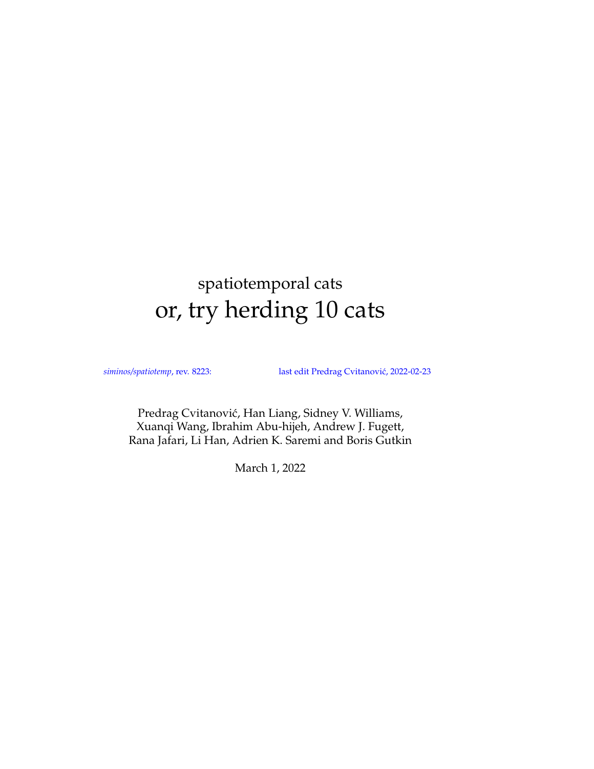# spatiotemporal cats

# or, try herding 10 cats

*siminos/spatiotemp*, rev. 8223: last edit Predrag Cvitanović, 2022-02-23

Predrag Cvitanović, Han Liang, Sidney V. Williams,
Xuanqi Wang, Ibrahim Abu-hijeh, Andrew J. Fugett,
Rana Jafari, Li Han, Adrien K. Saremi and Boris Gutkin

March 1, 2022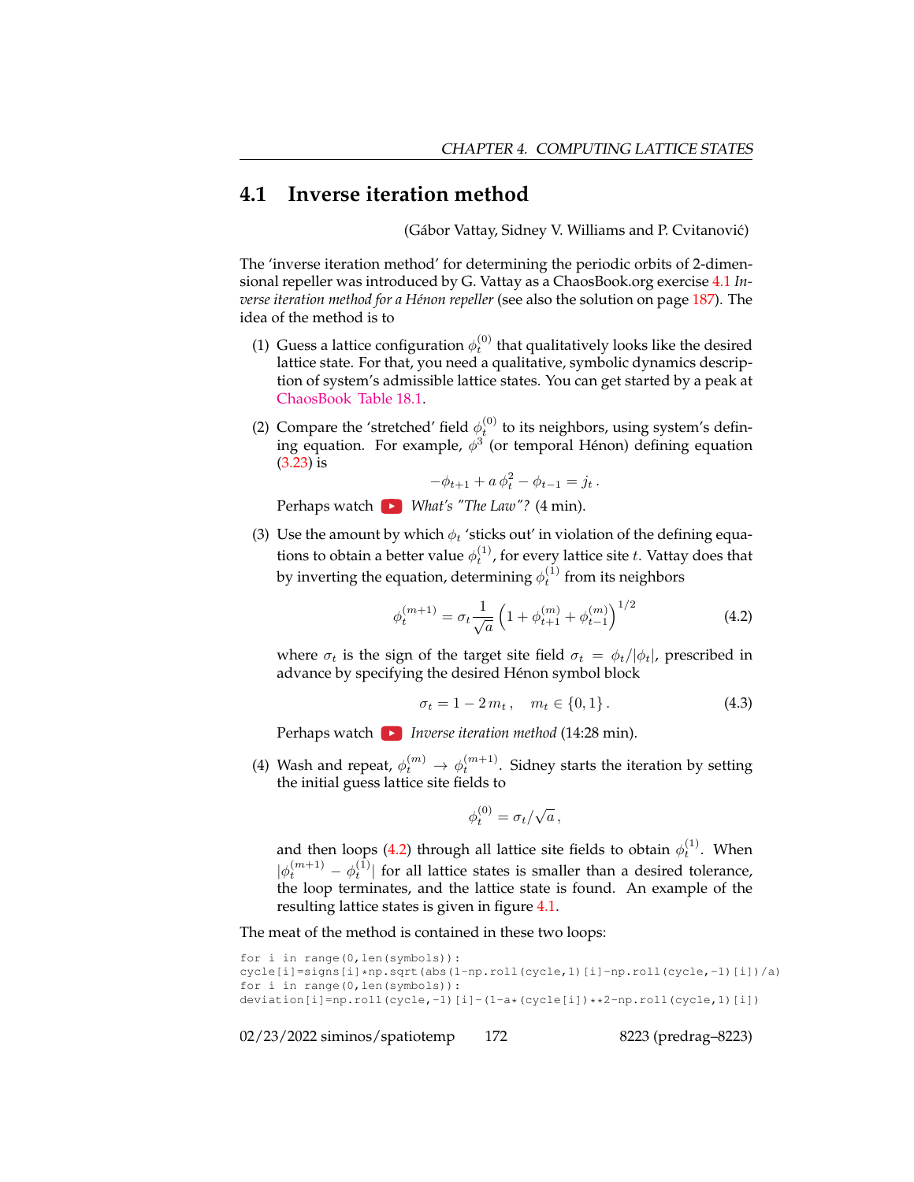## 4.1 Inverse iteration method

(Gábor Vattay, Sidney V. Williams and P. Cvitanović)

The 'inverse iteration method' for determining the periodic orbits of 2-dimensional repeller was introduced by G. Vattay as a ChaosBook.org exercise 4.1 *Inverse iteration method for a Hénon repeller* (see also the solution on page 187). The idea of the method is to

(1) Guess a lattice configuration $\phi_t^{(0)}$ that qualitatively looks like the desired lattice state. For that, you need a qualitative, symbolic dynamics description of system's admissible lattice states. You can get started by a peak at ChaosBook Table 18.1.

(2) Compare the 'stretched' field $\phi_t^{(0)}$ to its neighbors, using system's defining equation. For example, $\phi^3$ (or temporal Hénon) defining equation (3.23) is

$$-\phi_{t+1} + a\,\phi_t^2 - \phi_{t-1} = j_t\,.$$

Perhaps watch *What's "The Law"?* (4 min).

(3) Use the amount by which $\phi_t$ 'sticks out' in violation of the defining equations to obtain a better value $\phi_t^{(1)}$, for every lattice site $t$. Vattay does that by inverting the equation, determining $\phi_t^{(1)}$ from its neighbors

$$\phi_t^{(m+1)} = \sigma_t \frac{1}{\sqrt{a}}\left(1 + \phi_{t+1}^{(m)} + \phi_{t-1}^{(m)}\right)^{1/2} \tag{4.2}$$

where $\sigma_t$ is the sign of the target site field $\sigma_t = \phi_t/|\phi_t|$, prescribed in advance by specifying the desired Hénon symbol block

$$\sigma_t = 1 - 2\,m_t\,, \quad m_t \in \{0,1\}\,. \tag{4.3}$$

Perhaps watch *Inverse iteration method* (14:28 min).

(4) Wash and repeat, $\phi_t^{(m)} \to \phi_t^{(m+1)}$. Sidney starts the iteration by setting the initial guess lattice site fields to

$$\phi_t^{(0)} = \sigma_t/\sqrt{a}\,,$$

and then loops (4.2) through all lattice site fields to obtain $\phi_t^{(1)}$. When $|\phi_t^{(m+1)} - \phi_t^{(1)}|$ for all lattice states is smaller than a desired tolerance, the loop terminates, and the lattice state is found. An example of the resulting lattice states is given in figure 4.1.

The meat of the method is contained in these two loops:

```
for i in range(0,len(symbols)):
cycle[i]=signs[i]*np.sqrt(abs(1-np.roll(cycle,1)[i]-np.roll(cycle,-1)[i])/a)
for i in range(0,len(symbols)):
deviation[i]=np.roll(cycle,-1)[i]-(1-a*(cycle[i])**2-np.roll(cycle,1)[i])
```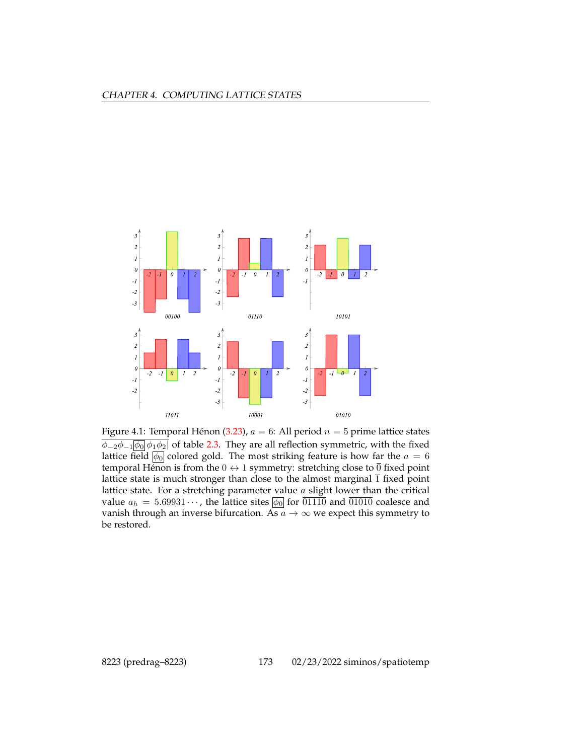Figure 4.1: Temporal Hénon (3.23), $a = 6$: All period $n = 5$ prime lattice states $\overline{\phi_{-2}\phi_{-1}\boxed{\phi_0}\phi_1\phi_2}$ of table 2.3. They are all reflection symmetric, with the fixed lattice field $\boxed{\phi_0}$ colored gold. The most striking feature is how far the $a = 6$ temporal Hénon is from the $0 \leftrightarrow 1$ symmetry: stretching close to $\overline{0}$ fixed point lattice state is much stronger than close to the almost marginal $\overline{1}$ fixed point lattice state. For a stretching parameter value $a$ slight lower than the critical value $a_h = 5.69931\cdots$, the lattice sites $\boxed{\phi_0}$ for $\overline{01110}$ and $\overline{01010}$ coalesce and vanish through an inverse bifurcation. As $a \to \infty$ we expect this symmetry to be restored.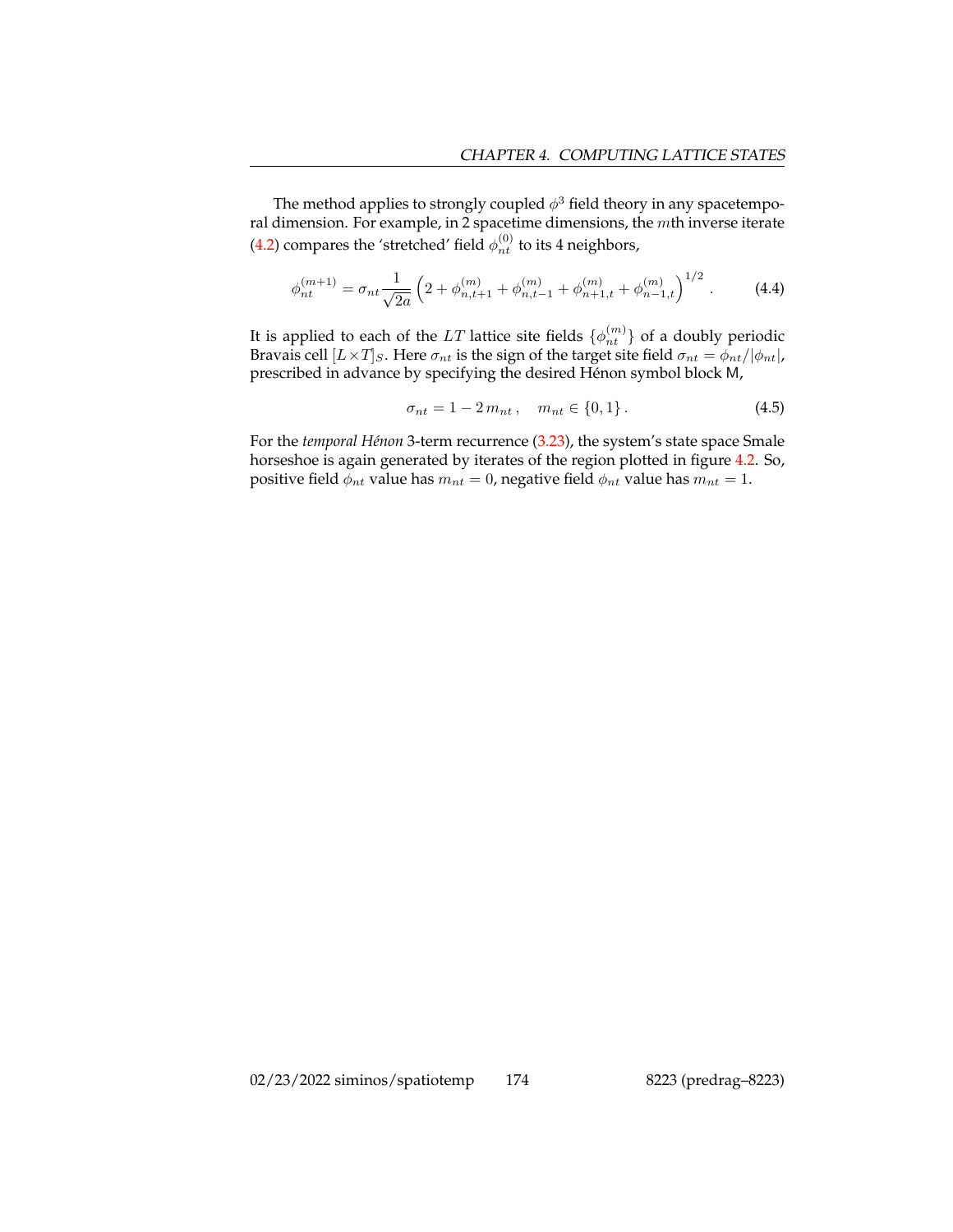The method applies to strongly coupled $\phi^3$ field theory in any spacetemporal dimension. For example, in 2 spacetime dimensions, the $m$th inverse iterate (4.2) compares the 'stretched' field $\phi_{nt}^{(0)}$ to its 4 neighbors,

$$\phi_{nt}^{(m+1)} = \sigma_{nt} \frac{1}{\sqrt{2a}} \left( 2 + \phi_{n,t+1}^{(m)} + \phi_{n,t-1}^{(m)} + \phi_{n+1,t}^{(m)} + \phi_{n-1,t}^{(m)} \right)^{1/2} . \tag{4.4}$$

It is applied to each of the $LT$ lattice site fields $\{\phi_{nt}^{(m)}\}$ of a doubly periodic Bravais cell $[L \times T]_S$. Here $\sigma_{nt}$ is the sign of the target site field $\sigma_{nt} = \phi_{nt}/|\phi_{nt}|$, prescribed in advance by specifying the desired Hénon symbol block $\mathsf{M}$,

$$\sigma_{nt} = 1 - 2\, m_{nt} \,, \quad m_{nt} \in \{0, 1\} \,. \tag{4.5}$$

For the *temporal Hénon* 3-term recurrence (3.23), the system's state space Smale horseshoe is again generated by iterates of the region plotted in figure 4.2. So, positive field $\phi_{nt}$ value has $m_{nt} = 0$, negative field $\phi_{nt}$ value has $m_{nt} = 1$.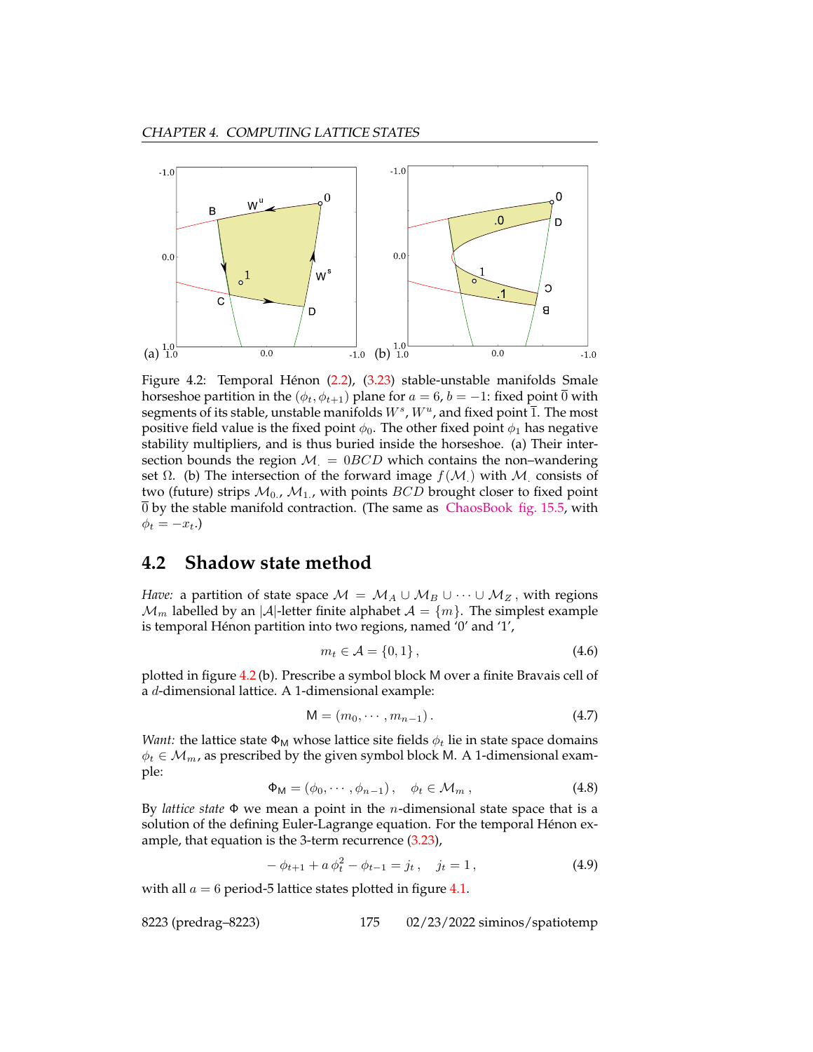Figure 4.2: Temporal Hénon (2.2), (3.23) stable-unstable manifolds Smale horseshoe partition in the $(\phi_t, \phi_{t+1})$ plane for $a = 6$, $b = -1$: fixed point $\overline{0}$ with segments of its stable, unstable manifolds $W^s$, $W^u$, and fixed point $\overline{1}$. The most positive field value is the fixed point $\phi_0$. The other fixed point $\phi_1$ has negative stability multipliers, and is thus buried inside the horseshoe. (a) Their intersection bounds the region $\mathcal{M}_. = 0BCD$ which contains the non–wandering set $\Omega$. (b) The intersection of the forward image $f(\mathcal{M}_.)$ with $\mathcal{M}_.$ consists of two (future) strips $\mathcal{M}_{0.}$, $\mathcal{M}_{1.}$, with points $BCD$ brought closer to fixed point $\overline{0}$ by the stable manifold contraction. (The same as ChaosBook fig. 15.5, with $\phi_t = -x_t$.)

## 4.2 Shadow state method

*Have:* a partition of state space $\mathcal{M} = \mathcal{M}_A \cup \mathcal{M}_B \cup \cdots \cup \mathcal{M}_Z$, with regions $\mathcal{M}_m$ labelled by an $|\mathcal{A}|$-letter finite alphabet $\mathcal{A} = \{m\}$. The simplest example is temporal Hénon partition into two regions, named '0' and '1',

$$m_t \in \mathcal{A} = \{0, 1\}\,, \tag{4.6}$$

plotted in figure 4.2 (b). Prescribe a symbol block $\mathsf{M}$ over a finite Bravais cell of a $d$-dimensional lattice. A 1-dimensional example:

$$\mathsf{M} = (m_0, \cdots, m_{n-1})\,. \tag{4.7}$$

*Want:* the lattice state $\Phi_\mathsf{M}$ whose lattice site fields $\phi_t$ lie in state space domains $\phi_t \in \mathcal{M}_m$, as prescribed by the given symbol block $\mathsf{M}$. A 1-dimensional example:

$$\Phi_\mathsf{M} = (\phi_0, \cdots, \phi_{n-1})\,, \quad \phi_t \in \mathcal{M}_m\,, \tag{4.8}$$

By *lattice state* $\Phi$ we mean a point in the $n$-dimensional state space that is a solution of the defining Euler-Lagrange equation. For the temporal Hénon example, that equation is the 3-term recurrence (3.23),

$$-\phi_{t+1} + a\,\phi_t^2 - \phi_{t-1} = j_t\,, \quad j_t = 1\,, \tag{4.9}$$

with all $a = 6$ period-5 lattice states plotted in figure 4.1.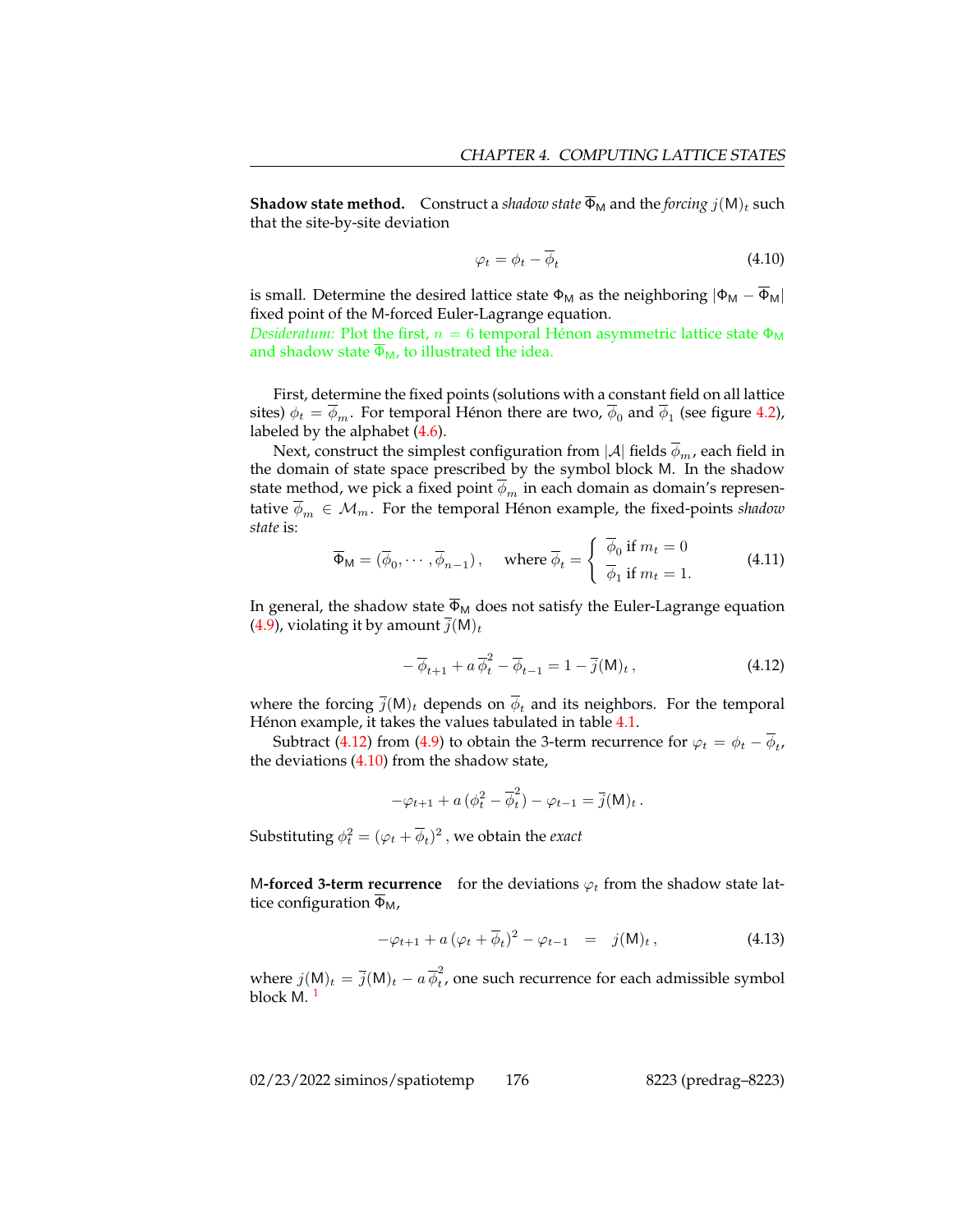**Shadow state method.** Construct a *shadow state* $\overline{\Phi}_{\mathsf{M}}$ and the *forcing* $j(\mathsf{M})_t$ such that the site-by-site deviation

$$\varphi_t = \phi_t - \overline{\phi}_t \tag{4.10}$$

is small. Determine the desired lattice state $\Phi_{\mathsf{M}}$ as the neighboring $|\Phi_{\mathsf{M}} - \overline{\Phi}_{\mathsf{M}}|$ fixed point of the M-forced Euler-Lagrange equation.

*Desideratum:* Plot the first, $n = 6$ temporal Hénon asymmetric lattice state $\Phi_{\mathsf{M}}$ and shadow state $\overline{\Phi}_{\mathsf{M}}$, to illustrated the idea.

First, determine the fixed points (solutions with a constant field on all lattice sites) $\phi_t = \overline{\phi}_m$. For temporal Hénon there are two, $\overline{\phi}_0$ and $\overline{\phi}_1$ (see figure 4.2), labeled by the alphabet (4.6).

Next, construct the simplest configuration from $|\mathcal{A}|$ fields $\overline{\phi}_m$, each field in the domain of state space prescribed by the symbol block M. In the shadow state method, we pick a fixed point $\overline{\phi}_m$ in each domain as domain's representative $\overline{\phi}_m \in \mathcal{M}_m$. For the temporal Hénon example, the fixed-points *shadow state* is:

$$\overline{\Phi}_{\mathsf{M}} = (\overline{\phi}_0, \cdots, \overline{\phi}_{n-1}), \quad \text{ where } \overline{\phi}_t = \begin{cases} \overline{\phi}_0 \text{ if } m_t = 0 \\ \overline{\phi}_1 \text{ if } m_t = 1. \end{cases} \tag{4.11}$$

In general, the shadow state $\overline{\Phi}_{\mathsf{M}}$ does not satisfy the Euler-Lagrange equation (4.9), violating it by amount $\overline{j}(\mathsf{M})_t$

$$-\overline{\phi}_{t+1} + a\,\overline{\phi}_t^2 - \overline{\phi}_{t-1} = 1 - \overline{j}(\mathsf{M})_t\,, \tag{4.12}$$

where the forcing $\overline{j}(\mathsf{M})_t$ depends on $\overline{\phi}_t$ and its neighbors. For the temporal Hénon example, it takes the values tabulated in table 4.1.

Subtract (4.12) from (4.9) to obtain the 3-term recurrence for $\varphi_t = \phi_t - \overline{\phi}_t$, the deviations (4.10) from the shadow state,

$$-\varphi_{t+1} + a\,(\phi_t^2 - \overline{\phi}_t^2) - \varphi_{t-1} = \overline{j}(\mathsf{M})_t\,.$$

Substituting $\phi_t^2 = (\varphi_t + \overline{\phi}_t)^2$ , we obtain the *exact*

**M-forced 3-term recurrence** for the deviations $\varphi_t$ from the shadow state lattice configuration $\overline{\Phi}_{\mathsf{M}}$,

$$-\varphi_{t+1} + a\,(\varphi_t + \overline{\phi}_t)^2 - \varphi_{t-1} \quad = \quad j(\mathsf{M})_t\,, \tag{4.13}$$

where $j(\mathsf{M})_t = \overline{j}(\mathsf{M})_t - a\,\overline{\phi}_t^2$, one such recurrence for each admissible symbol block M. [1]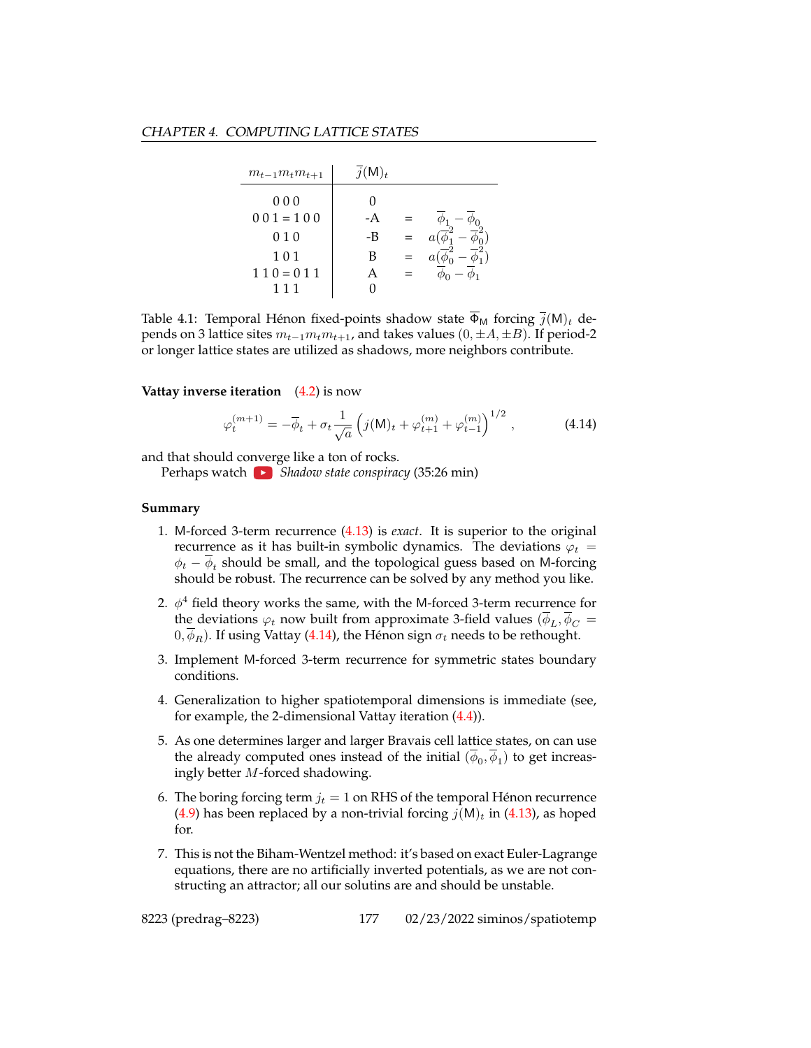| $m_{t-1}m_tm_{t+1}$ | $\overline{j}(\mathsf{M})_t$ | | |
|---|---|---|---|
| 0 0 0 | 0 | | |
| 0 0 1 = 1 0 0 | -A | = | $\overline{\phi}_1 - \overline{\phi}_0$ |
| 0 1 0 | -B | = | $a(\overline{\phi}_1^2 - \overline{\phi}_0^2)$ |
| 1 0 1 | B | = | $a(\overline{\phi}_0^2 - \overline{\phi}_1^2)$ |
| 1 1 0 = 0 1 1 | A | = | $\overline{\phi}_0 - \overline{\phi}_1$ |
| 1 1 1 | 0 | | |

Table 4.1: Temporal Hénon fixed-points shadow state $\overline{\Phi}_\mathsf{M}$ forcing $\overline{j}(\mathsf{M})_t$ depends on 3 lattice sites $m_{t-1}m_tm_{t+1}$, and takes values $(0, \pm A, \pm B)$. If period-2 or longer lattice states are utilized as shadows, more neighbors contribute.

**Vattay inverse iteration** (4.2) is now

$$
\varphi_t^{(m+1)} = -\overline{\phi}_t + \sigma_t \frac{1}{\sqrt{a}} \left( j(\mathsf{M})_t + \varphi_{t+1}^{(m)} + \varphi_{t-1}^{(m)} \right)^{1/2} , \tag{4.14}
$$

and that should converge like a ton of rocks.

Perhaps watch *Shadow state conspiracy* (35:26 min)

**Summary**

1. M-forced 3-term recurrence (4.13) is *exact*. It is superior to the original recurrence as it has built-in symbolic dynamics. The deviations $\varphi_t = \phi_t - \overline{\phi}_t$ should be small, and the topological guess based on M-forcing should be robust. The recurrence can be solved by any method you like.

2. $\phi^4$ field theory works the same, with the M-forced 3-term recurrence for the deviations $\varphi_t$ now built from approximate 3-field values $(\overline{\phi}_L, \overline{\phi}_C = 0, \overline{\phi}_R)$. If using Vattay (4.14), the Hénon sign $\sigma_t$ needs to be rethought.

3. Implement M-forced 3-term recurrence for symmetric states boundary conditions.

4. Generalization to higher spatiotemporal dimensions is immediate (see, for example, the 2-dimensional Vattay iteration (4.4)).

5. As one determines larger and larger Bravais cell lattice states, on can use the already computed ones instead of the initial $(\overline{\phi}_0, \overline{\phi}_1)$ to get increasingly better $M$-forced shadowing.

6. The boring forcing term $j_t = 1$ on RHS of the temporal Hénon recurrence (4.9) has been replaced by a non-trivial forcing $j(\mathsf{M})_t$ in (4.13), as hoped for.

7. This is not the Biham-Wentzel method: it's based on exact Euler-Lagrange equations, there are no artificially inverted potentials, as we are not constructing an attractor; all our solutins are and should be unstable.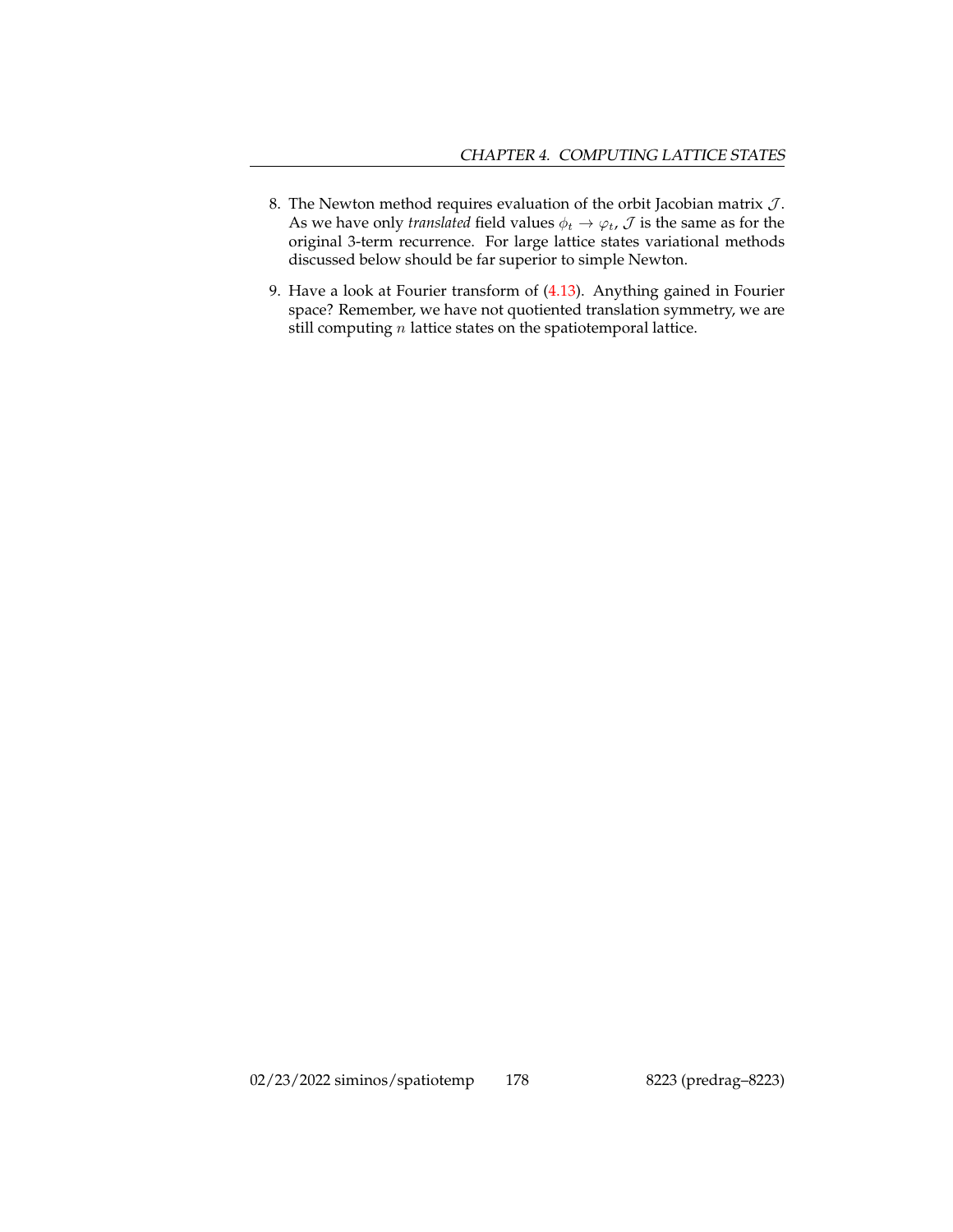8. The Newton method requires evaluation of the orbit Jacobian matrix $\mathcal{J}$. As we have only *translated* field values $\phi_t \to \varphi_t$, $\mathcal{J}$ is the same as for the original 3-term recurrence. For large lattice states variational methods discussed below should be far superior to simple Newton.

9. Have a look at Fourier transform of (4.13). Anything gained in Fourier space? Remember, we have not quotiented translation symmetry, we are still computing $n$ lattice states on the spatiotemporal lattice.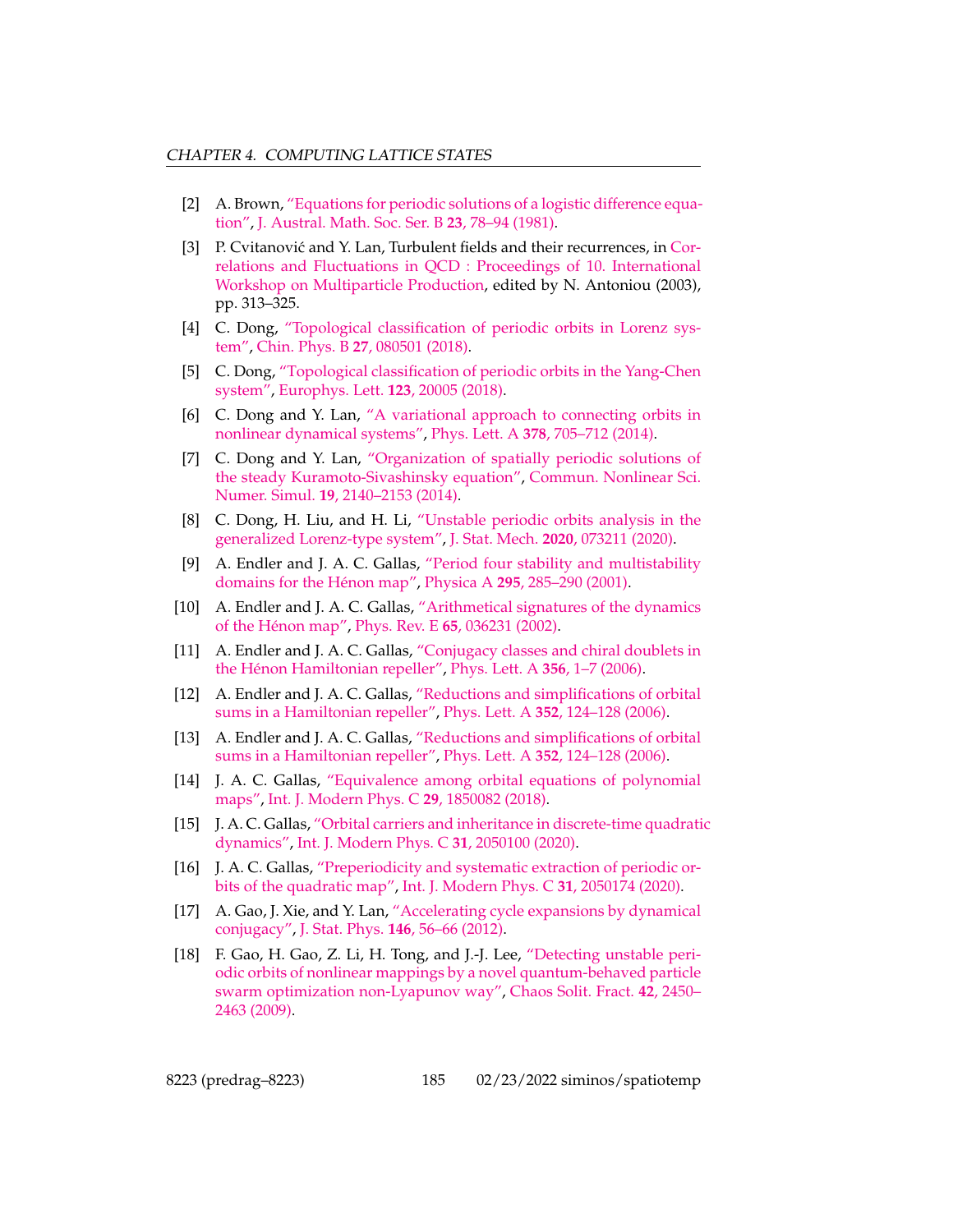[2] A. Brown, "Equations for periodic solutions of a logistic difference equation", J. Austral. Math. Soc. Ser. B **23**, 78–94 (1981).

[3] P. Cvitanović and Y. Lan, Turbulent fields and their recurrences, in Correlations and Fluctuations in QCD : Proceedings of 10. International Workshop on Multiparticle Production, edited by N. Antoniou (2003), pp. 313–325.

[4] C. Dong, "Topological classification of periodic orbits in Lorenz system", Chin. Phys. B **27**, 080501 (2018).

[5] C. Dong, "Topological classification of periodic orbits in the Yang-Chen system", Europhys. Lett. **123**, 20005 (2018).

[6] C. Dong and Y. Lan, "A variational approach to connecting orbits in nonlinear dynamical systems", Phys. Lett. A **378**, 705–712 (2014).

[7] C. Dong and Y. Lan, "Organization of spatially periodic solutions of the steady Kuramoto-Sivashinsky equation", Commun. Nonlinear Sci. Numer. Simul. **19**, 2140–2153 (2014).

[8] C. Dong, H. Liu, and H. Li, "Unstable periodic orbits analysis in the generalized Lorenz-type system", J. Stat. Mech. **2020**, 073211 (2020).

[9] A. Endler and J. A. C. Gallas, "Period four stability and multistability domains for the Hénon map", Physica A **295**, 285–290 (2001).

[10] A. Endler and J. A. C. Gallas, "Arithmetical signatures of the dynamics of the Hénon map", Phys. Rev. E **65**, 036231 (2002).

[11] A. Endler and J. A. C. Gallas, "Conjugacy classes and chiral doublets in the Hénon Hamiltonian repeller", Phys. Lett. A **356**, 1–7 (2006).

[12] A. Endler and J. A. C. Gallas, "Reductions and simplifications of orbital sums in a Hamiltonian repeller", Phys. Lett. A **352**, 124–128 (2006).

[13] A. Endler and J. A. C. Gallas, "Reductions and simplifications of orbital sums in a Hamiltonian repeller", Phys. Lett. A **352**, 124–128 (2006).

[14] J. A. C. Gallas, "Equivalence among orbital equations of polynomial maps", Int. J. Modern Phys. C **29**, 1850082 (2018).

[15] J. A. C. Gallas, "Orbital carriers and inheritance in discrete-time quadratic dynamics", Int. J. Modern Phys. C **31**, 2050100 (2020).

[16] J. A. C. Gallas, "Preperiodicity and systematic extraction of periodic orbits of the quadratic map", Int. J. Modern Phys. C **31**, 2050174 (2020).

[17] A. Gao, J. Xie, and Y. Lan, "Accelerating cycle expansions by dynamical conjugacy", J. Stat. Phys. **146**, 56–66 (2012).

[18] F. Gao, H. Gao, Z. Li, H. Tong, and J.-J. Lee, "Detecting unstable periodic orbits of nonlinear mappings by a novel quantum-behaved particle swarm optimization non-Lyapunov way", Chaos Solit. Fract. **42**, 2450–2463 (2009).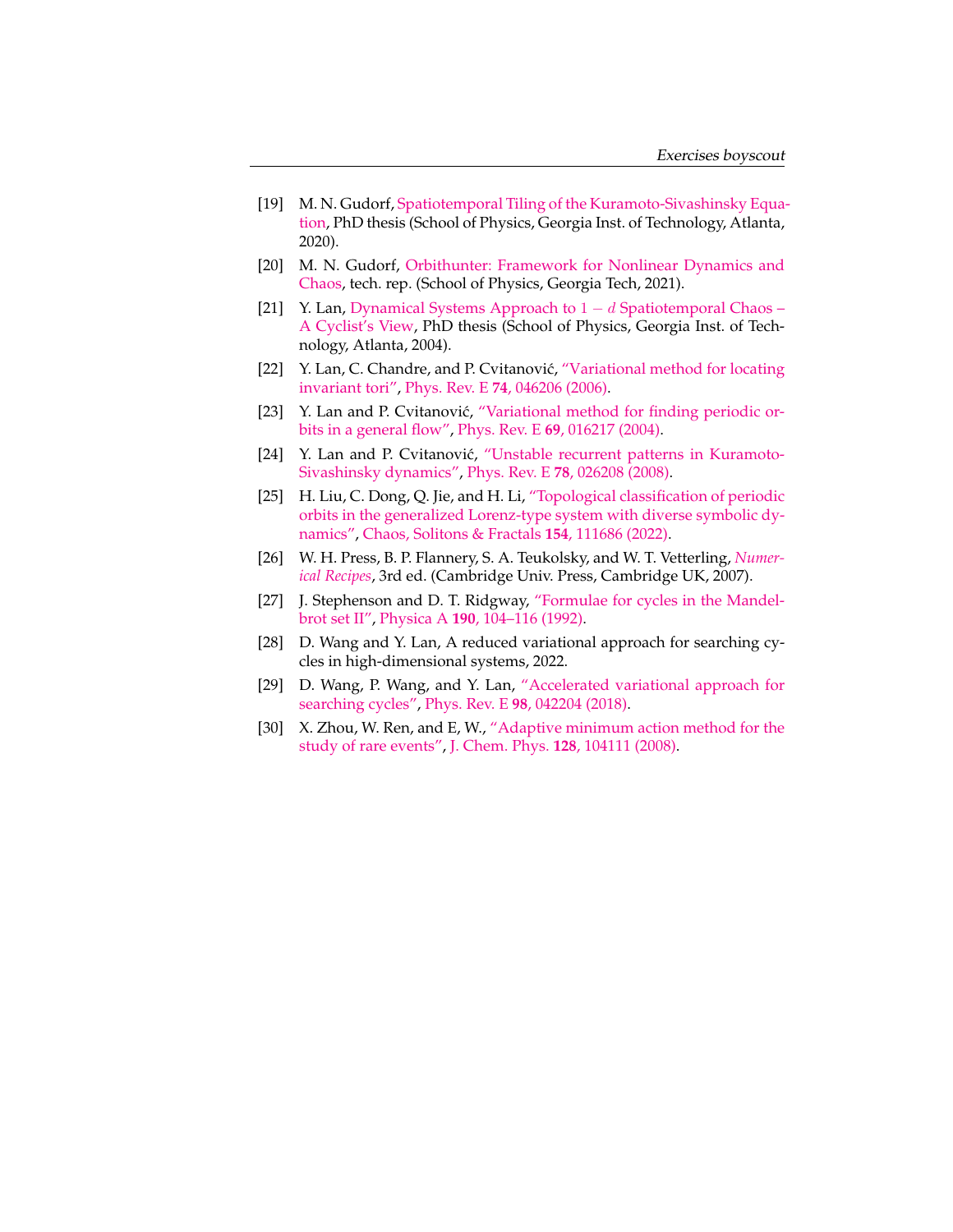[19] M. N. Gudorf, Spatiotemporal Tiling of the Kuramoto-Sivashinsky Equation, PhD thesis (School of Physics, Georgia Inst. of Technology, Atlanta, 2020).

[20] M. N. Gudorf, Orbithunter: Framework for Nonlinear Dynamics and Chaos, tech. rep. (School of Physics, Georgia Tech, 2021).

[21] Y. Lan, Dynamical Systems Approach to $1-d$ Spatiotemporal Chaos – A Cyclist's View, PhD thesis (School of Physics, Georgia Inst. of Technology, Atlanta, 2004).

[22] Y. Lan, C. Chandre, and P. Cvitanović, "Variational method for locating invariant tori", Phys. Rev. E **74**, 046206 (2006).

[23] Y. Lan and P. Cvitanović, "Variational method for finding periodic orbits in a general flow", Phys. Rev. E **69**, 016217 (2004).

[24] Y. Lan and P. Cvitanović, "Unstable recurrent patterns in Kuramoto-Sivashinsky dynamics", Phys. Rev. E **78**, 026208 (2008).

[25] H. Liu, C. Dong, Q. Jie, and H. Li, "Topological classification of periodic orbits in the generalized Lorenz-type system with diverse symbolic dynamics", Chaos, Solitons & Fractals **154**, 111686 (2022).

[26] W. H. Press, B. P. Flannery, S. A. Teukolsky, and W. T. Vetterling, *Numerical Recipes*, 3rd ed. (Cambridge Univ. Press, Cambridge UK, 2007).

[27] J. Stephenson and D. T. Ridgway, "Formulae for cycles in the Mandelbrot set II", Physica A **190**, 104–116 (1992).

[28] D. Wang and Y. Lan, A reduced variational approach for searching cycles in high-dimensional systems, 2022.

[29] D. Wang, P. Wang, and Y. Lan, "Accelerated variational approach for searching cycles", Phys. Rev. E **98**, 042204 (2018).

[30] X. Zhou, W. Ren, and E, W., "Adaptive minimum action method for the study of rare events", J. Chem. Phys. **128**, 104111 (2008).